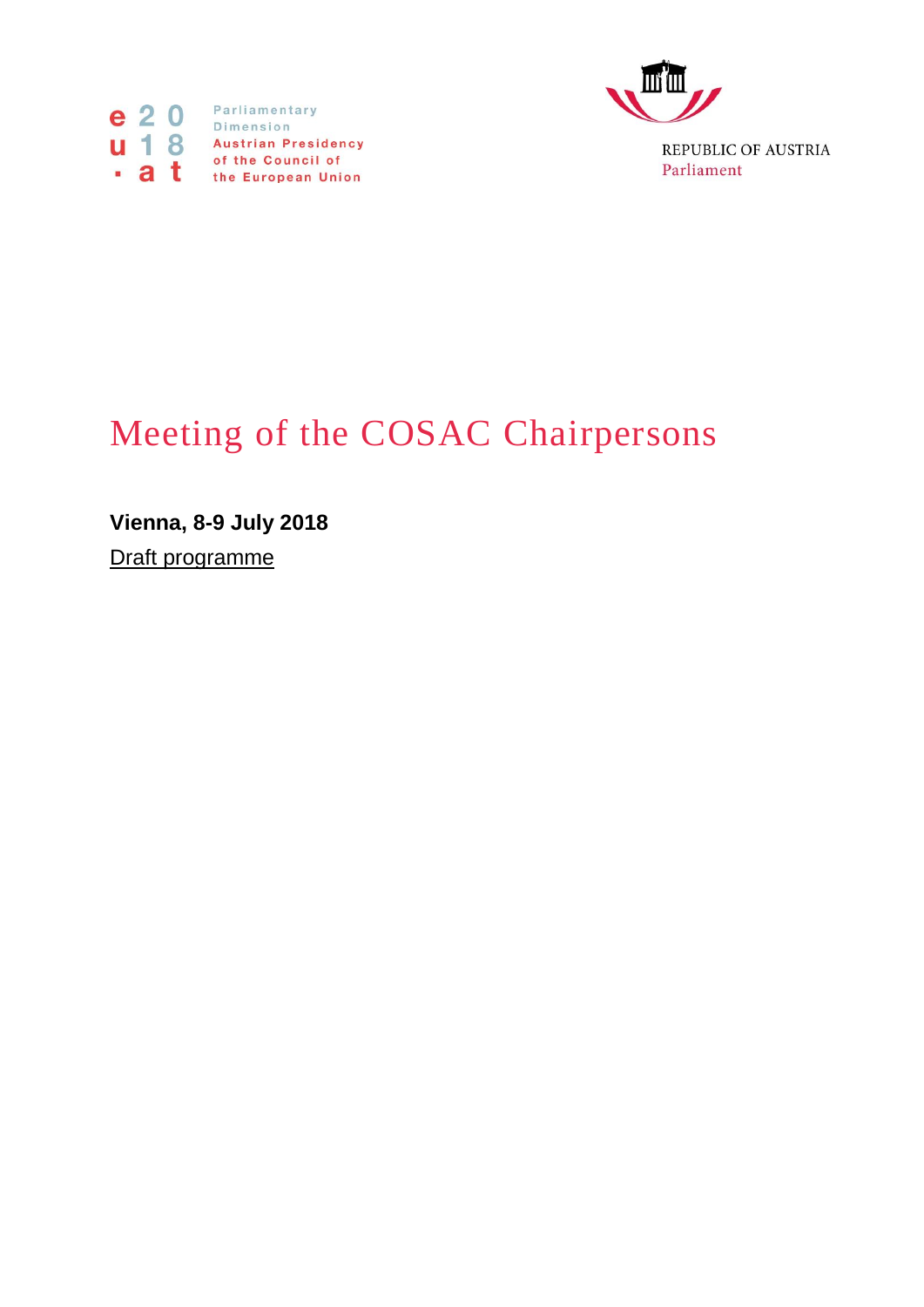e 2 0
u 1 8
· a t

Parliamentary Dimension
Austrian Presidency of the Council of the European Union

REPUBLIC OF AUSTRIA
Parliament

# Meeting of the COSAC Chairpersons

**Vienna, 8-9 July 2018**

Draft programme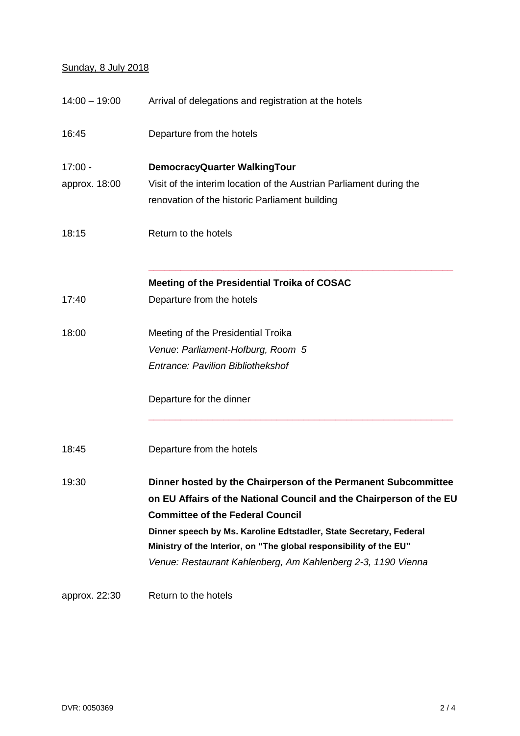Sunday, 8 July 2018

| | |
|---|---|
| 14:00 – 19:00 | Arrival of delegations and registration at the hotels |
| 16:45 | Departure from the hotels |
| 17:00 - approx. 18:00 | **DemocracyQuarter WalkingTour**<br>Visit of the interim location of the Austrian Parliament during the renovation of the historic Parliament building |
| 18:15 | Return to the hotels |

---

| | |
|---|---|
| | **Meeting of the Presidential Troika of COSAC** |
| 17:40 | Departure from the hotels |
| 18:00 | Meeting of the Presidential Troika<br>*Venue: Parliament-Hofburg, Room 5*<br>*Entrance: Pavilion Bibliothekshof* |
| | Departure for the dinner |

---

| | |
|---|---|
| 18:45 | Departure from the hotels |
| 19:30 | **Dinner hosted by the Chairperson of the Permanent Subcommittee on EU Affairs of the National Council and the Chairperson of the EU Committee of the Federal Council**<br>**Dinner speech by Ms. Karoline Edtstadler, State Secretary, Federal Ministry of the Interior, on "The global responsibility of the EU"**<br>*Venue: Restaurant Kahlenberg, Am Kahlenberg 2-3, 1190 Vienna* |
| approx. 22:30 | Return to the hotels |

DVR: 0050369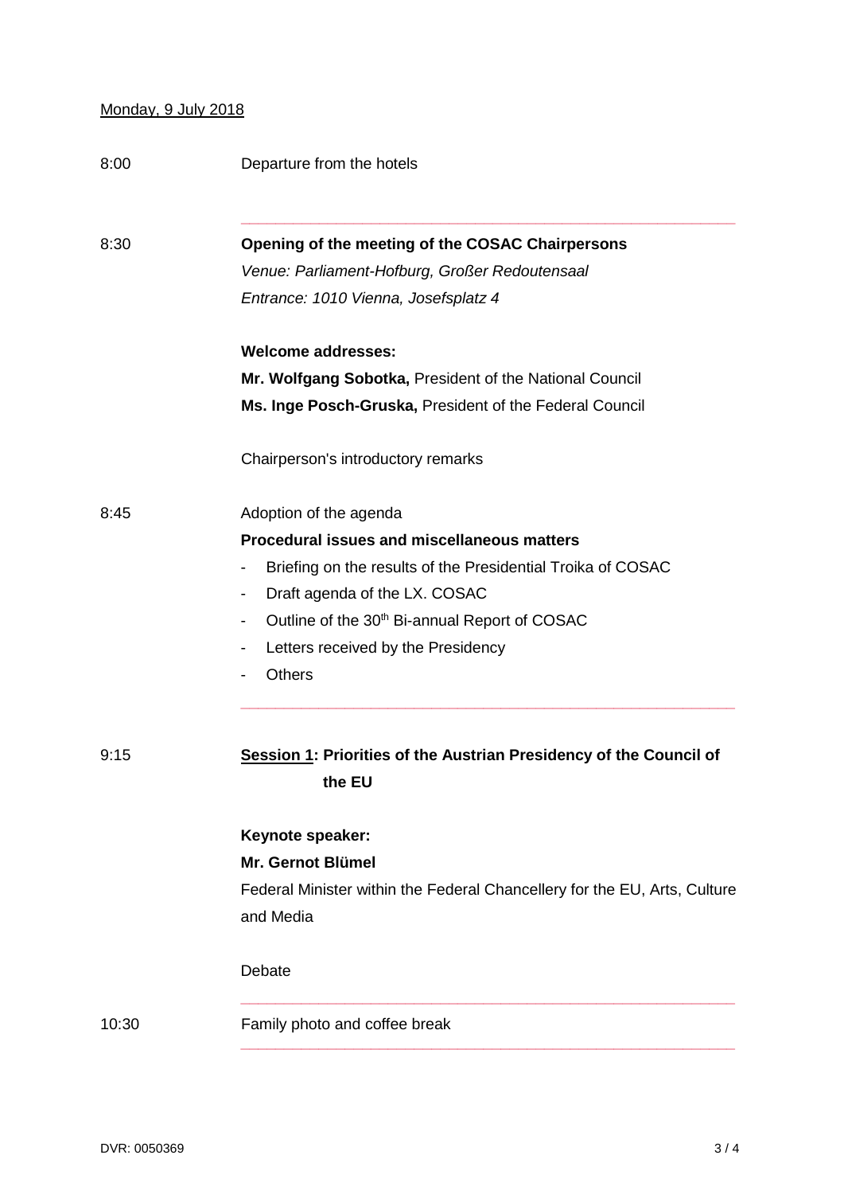Monday, 9 July 2018

| | |
|---|---|
| 8:00 | Departure from the hotels |
| 8:30 | **Opening of the meeting of the COSAC Chairpersons**<br>*Venue: Parliament-Hofburg, Großer Redoutensaal*<br>*Entrance: 1010 Vienna, Josefsplatz 4*<br><br>**Welcome addresses:**<br>**Mr. Wolfgang Sobotka,** President of the National Council<br>**Ms. Inge Posch-Gruska,** President of the Federal Council<br><br>Chairperson's introductory remarks |
| 8:45 | Adoption of the agenda<br>**Procedural issues and miscellaneous matters**<br>- Briefing on the results of the Presidential Troika of COSAC<br>- Draft agenda of the LX. COSAC<br>- Outline of the 30th Bi-annual Report of COSAC<br>- Letters received by the Presidency<br>- Others |
| 9:15 | **Session 1: Priorities of the Austrian Presidency of the Council of the EU**<br><br>**Keynote speaker:**<br>**Mr. Gernot Blümel**<br>Federal Minister within the Federal Chancellery for the EU, Arts, Culture and Media<br><br>Debate |
| 10:30 | Family photo and coffee break |

DVR: 0050369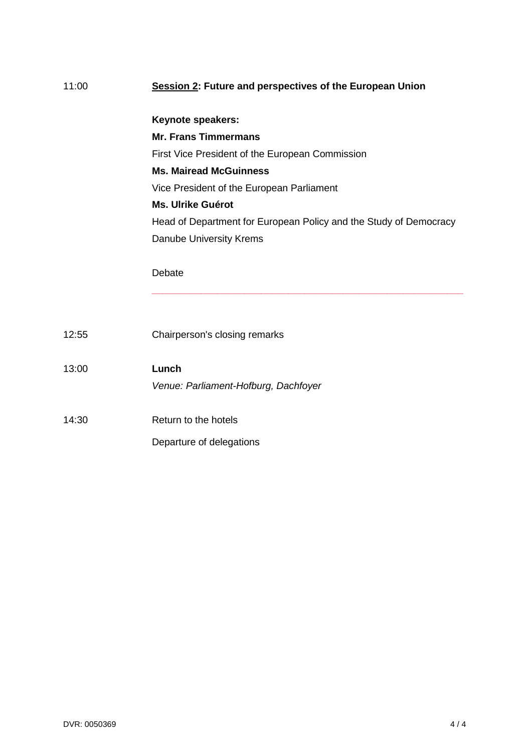11:00 **Session 2: Future and perspectives of the European Union**

**Keynote speakers:**

**Mr. Frans Timmermans**
First Vice President of the European Commission

**Ms. Mairead McGuinness**
Vice President of the European Parliament

**Ms. Ulrike Guérot**
Head of Department for European Policy and the Study of Democracy
Danube University Krems

Debate

---

12:55 Chairperson's closing remarks

13:00 **Lunch**
*Venue: Parliament-Hofburg, Dachfoyer*

14:30 Return to the hotels

Departure of delegations

DVR: 0050369